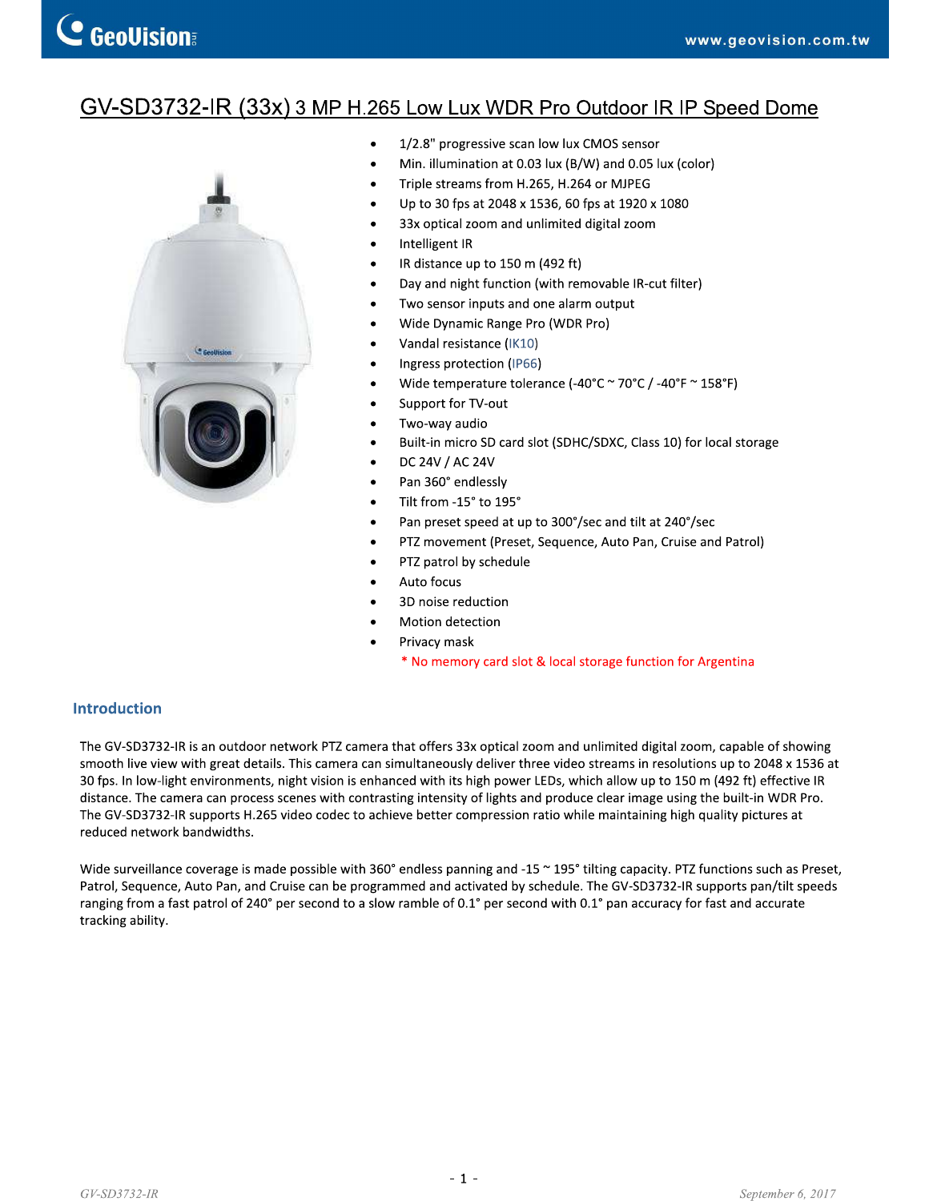# GV-SD3732-IR (33x) 3 MP H.265 Low Lux WDR Pro Outdoor IR IP Speed Dome

- 1/2.8" progressive scan low lux CMOS sensor
- Min. illumination at 0.03 lux (B/W) and 0.05 lux (color)
- Triple streams from H.265, H.264 or MJPEG
- Up to 30 fps at 2048 x 1536, 60 fps at 1920 x 1080
- 33x optical zoom and unlimited digital zoom
- Intelligent IR
- IR distance up to 150 m (492 ft)
- Day and night function (with removable IR-cut filter)
- Two sensor inputs and one alarm output
- Wide Dynamic Range Pro (WDR Pro)
- Vandal resistance (IK10)
- Ingress protection (IP66)
- Wide temperature tolerance (-40°C ~ 70°C / -40°F ~ 158°F)
- Support for TV-out
- Two-way audio
- Built-in micro SD card slot (SDHC/SDXC, Class 10) for local storage
- DC 24V / AC 24V
- Pan 360° endlessly
- Tilt from -15° to 195°
- Pan preset speed at up to 300°/sec and tilt at 240°/sec
- PTZ movement (Preset, Sequence, Auto Pan, Cruise and Patrol)
- PTZ patrol by schedule
- Auto focus
- 3D noise reduction
- Motion detection
- Privacy mask

\* No memory card slot & local storage function for Argentina

## Introduction

The GV-SD3732-IR is an outdoor network PTZ camera that offers 33x optical zoom and unlimited digital zoom, capable of showing smooth live view with great details. This camera can simultaneously deliver three video streams in resolutions up to 2048 x 1536 at 30 fps. In low-light environments, night vision is enhanced with its high power LEDs, which allow up to 150 m (492 ft) effective IR distance. The camera can process scenes with contrasting intensity of lights and produce clear image using the built-in WDR Pro. The GV-SD3732-IR supports H.265 video codec to achieve better compression ratio while maintaining high quality pictures at reduced network bandwidths.

Wide surveillance coverage is made possible with 360° endless panning and -15 ~ 195° tilting capacity. PTZ functions such as Preset, Patrol, Sequence, Auto Pan, and Cruise can be programmed and activated by schedule. The GV-SD3732-IR supports pan/tilt speeds ranging from a fast patrol of 240° per second to a slow ramble of 0.1° per second with 0.1° pan accuracy for fast and accurate tracking ability.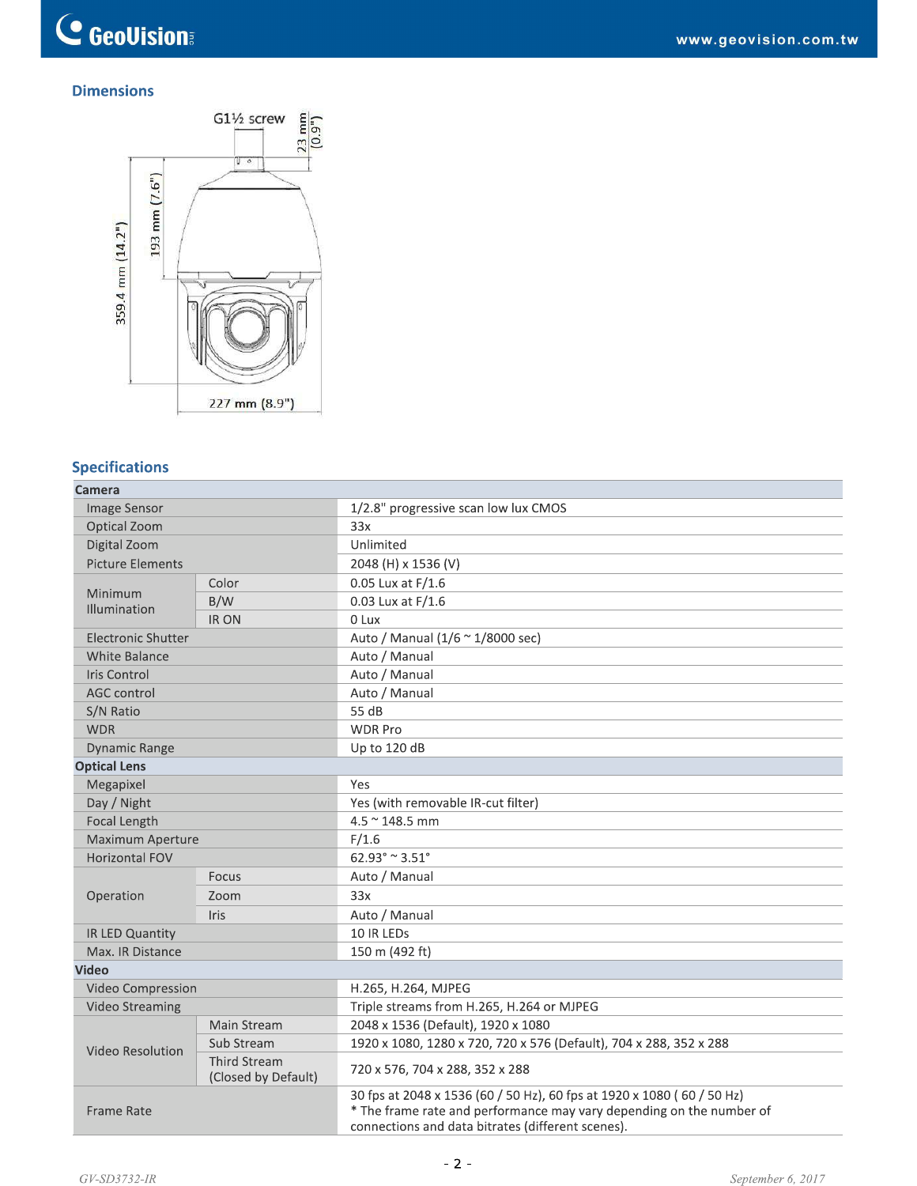## Dimensions

## Specifications

| Camera | | |
|---|---|---|
| Image Sensor | | 1/2.8" progressive scan low lux CMOS |
| Optical Zoom | | 33x |
| Digital Zoom | | Unlimited |
| Picture Elements | | 2048 (H) x 1536 (V) |
| Minimum Illumination | Color | 0.05 Lux at F/1.6 |
| | B/W | 0.03 Lux at F/1.6 |
| | IR ON | 0 Lux |
| Electronic Shutter | | Auto / Manual (1/6 ~ 1/8000 sec) |
| White Balance | | Auto / Manual |
| Iris Control | | Auto / Manual |
| AGC control | | Auto / Manual |
| S/N Ratio | | 55 dB |
| WDR | | WDR Pro |
| Dynamic Range | | Up to 120 dB |
| **Optical Lens** | | |
| Megapixel | | Yes |
| Day / Night | | Yes (with removable IR-cut filter) |
| Focal Length | | 4.5 ~ 148.5 mm |
| Maximum Aperture | | F/1.6 |
| Horizontal FOV | | 62.93° ~ 3.51° |
| Operation | Focus | Auto / Manual |
| | Zoom | 33x |
| | Iris | Auto / Manual |
| IR LED Quantity | | 10 IR LEDs |
| Max. IR Distance | | 150 m (492 ft) |
| **Video** | | |
| Video Compression | | H.265, H.264, MJPEG |
| Video Streaming | | Triple streams from H.265, H.264 or MJPEG |
| Video Resolution | Main Stream | 2048 x 1536 (Default), 1920 x 1080 |
| | Sub Stream | 1920 x 1080, 1280 x 720, 720 x 576 (Default), 704 x 288, 352 x 288 |
| | Third Stream (Closed by Default) | 720 x 576, 704 x 288, 352 x 288 |
| Frame Rate | | 30 fps at 2048 x 1536 (60 / 50 Hz), 60 fps at 1920 x 1080 ( 60 / 50 Hz)<br>* The frame rate and performance may vary depending on the number of connections and data bitrates (different scenes). |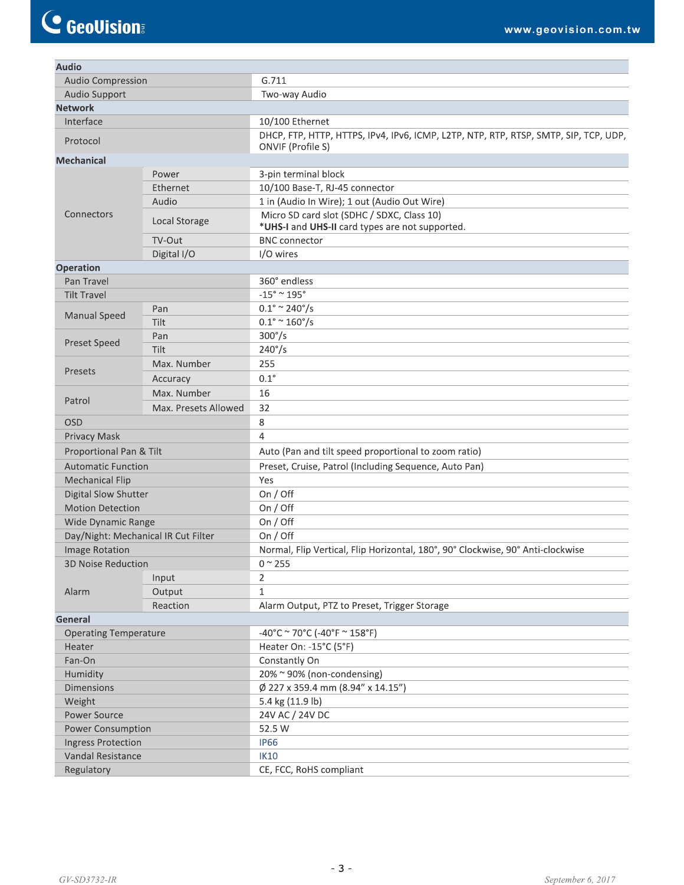| | | |
|---|---|---|
| **Audio** | | |
| Audio Compression | | G.711 |
| Audio Support | | Two-way Audio |
| **Network** | | |
| Interface | | 10/100 Ethernet |
| Protocol | | DHCP, FTP, HTTP, HTTPS, IPv4, IPv6, ICMP, L2TP, NTP, RTP, RTSP, SMTP, SIP, TCP, UDP, ONVIF (Profile S) |
| **Mechanical** | | |
| Connectors | Power | 3-pin terminal block |
| | Ethernet | 10/100 Base-T, RJ-45 connector |
| | Audio | 1 in (Audio In Wire); 1 out (Audio Out Wire) |
| | Local Storage | Micro SD card slot (SDHC / SDXC, Class 10)<br>***UHS-I** and **UHS-II** card types are not supported. |
| | TV-Out | BNC connector |
| | Digital I/O | I/O wires |
| **Operation** | | |
| Pan Travel | | 360° endless |
| Tilt Travel | | -15° ~ 195° |
| Manual Speed | Pan | 0.1° ~ 240°/s |
| | Tilt | 0.1° ~ 160°/s |
| Preset Speed | Pan | 300°/s |
| | Tilt | 240°/s |
| Presets | Max. Number | 255 |
| | Accuracy | 0.1° |
| Patrol | Max. Number | 16 |
| | Max. Presets Allowed | 32 |
| OSD | | 8 |
| Privacy Mask | | 4 |
| Proportional Pan & Tilt | | Auto (Pan and tilt speed proportional to zoom ratio) |
| Automatic Function | | Preset, Cruise, Patrol (Including Sequence, Auto Pan) |
| Mechanical Flip | | Yes |
| Digital Slow Shutter | | On / Off |
| Motion Detection | | On / Off |
| Wide Dynamic Range | | On / Off |
| Day/Night: Mechanical IR Cut Filter | | On / Off |
| Image Rotation | | Normal, Flip Vertical, Flip Horizontal, 180°, 90° Clockwise, 90° Anti-clockwise |
| 3D Noise Reduction | | 0 ~ 255 |
| Alarm | Input | 2 |
| | Output | 1 |
| | Reaction | Alarm Output, PTZ to Preset, Trigger Storage |
| **General** | | |
| Operating Temperature | | -40°C ~ 70°C (-40°F ~ 158°F) |
| Heater | | Heater On: -15°C (5°F) |
| Fan-On | | Constantly On |
| Humidity | | 20% ~ 90% (non-condensing) |
| Dimensions | | Ø 227 x 359.4 mm (8.94" x 14.15") |
| Weight | | 5.4 kg (11.9 lb) |
| Power Source | | 24V AC / 24V DC |
| Power Consumption | | 52.5 W |
| Ingress Protection | | IP66 |
| Vandal Resistance | | IK10 |
| Regulatory | | CE, FCC, RoHS compliant |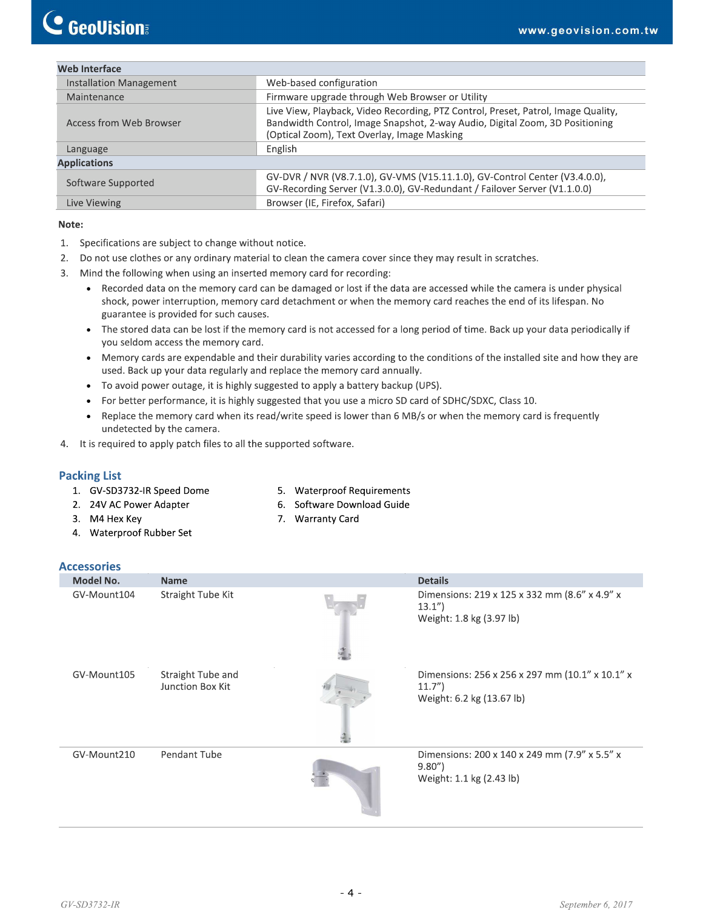| Web Interface | |
|---|---|
| Installation Management | Web-based configuration |
| Maintenance | Firmware upgrade through Web Browser or Utility |
| Access from Web Browser | Live View, Playback, Video Recording, PTZ Control, Preset, Patrol, Image Quality, Bandwidth Control, Image Snapshot, 2-way Audio, Digital Zoom, 3D Positioning (Optical Zoom), Text Overlay, Image Masking |
| Language | English |
| **Applications** | |
| Software Supported | GV-DVR / NVR (V8.7.1.0), GV-VMS (V15.11.1.0), GV-Control Center (V3.4.0.0), GV-Recording Server (V1.3.0.0), GV-Redundant / Failover Server (V1.1.0.0) |
| Live Viewing | Browser (IE, Firefox, Safari) |

**Note:**

1. Specifications are subject to change without notice.
2. Do not use clothes or any ordinary material to clean the camera cover since they may result in scratches.
3. Mind the following when using an inserted memory card for recording:
   - Recorded data on the memory card can be damaged or lost if the data are accessed while the camera is under physical shock, power interruption, memory card detachment or when the memory card reaches the end of its lifespan. No guarantee is provided for such causes.
   - The stored data can be lost if the memory card is not accessed for a long period of time. Back up your data periodically if you seldom access the memory card.
   - Memory cards are expendable and their durability varies according to the conditions of the installed site and how they are used. Back up your data regularly and replace the memory card annually.
   - To avoid power outage, it is highly suggested to apply a battery backup (UPS).
   - For better performance, it is highly suggested that you use a micro SD card of SDHC/SDXC, Class 10.
   - Replace the memory card when its read/write speed is lower than 6 MB/s or when the memory card is frequently undetected by the camera.
4. It is required to apply patch files to all the supported software.

## Packing List

1. GV-SD3732-IR Speed Dome
2. 24V AC Power Adapter
3. M4 Hex Key
4. Waterproof Rubber Set
5. Waterproof Requirements
6. Software Download Guide
7. Warranty Card

## Accessories

| Model No. | Name | | Details |
|---|---|---|---|
| GV-Mount104 | Straight Tube Kit | | Dimensions: 219 x 125 x 332 mm (8.6" x 4.9" x 13.1")<br>Weight: 1.8 kg (3.97 lb) |
| GV-Mount105 | Straight Tube and Junction Box Kit | | Dimensions: 256 x 256 x 297 mm (10.1" x 10.1" x 11.7")<br>Weight: 6.2 kg (13.67 lb) |
| GV-Mount210 | Pendant Tube | | Dimensions: 200 x 140 x 249 mm (7.9" x 5.5" x 9.80")<br>Weight: 1.1 kg (2.43 lb) |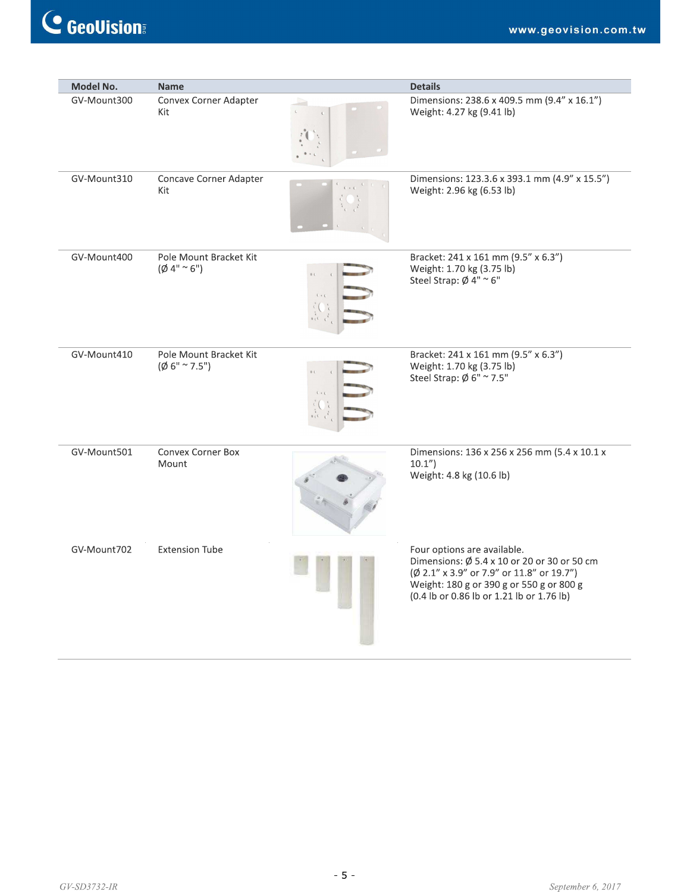| Model No. | Name | | Details |
|---|---|---|---|
| GV-Mount300 | Convex Corner Adapter Kit | | Dimensions: 238.6 x 409.5 mm (9.4" x 16.1")<br>Weight: 4.27 kg (9.41 lb) |
| GV-Mount310 | Concave Corner Adapter Kit | | Dimensions: 123.3.6 x 393.1 mm (4.9" x 15.5")<br>Weight: 2.96 kg (6.53 lb) |
| GV-Mount400 | Pole Mount Bracket Kit (Ø 4" ~ 6") | | Bracket: 241 x 161 mm (9.5" x 6.3")<br>Weight: 1.70 kg (3.75 lb)<br>Steel Strap: Ø 4" ~ 6" |
| GV-Mount410 | Pole Mount Bracket Kit (Ø 6" ~ 7.5") | | Bracket: 241 x 161 mm (9.5" x 6.3")<br>Weight: 1.70 kg (3.75 lb)<br>Steel Strap: Ø 6" ~ 7.5" |
| GV-Mount501 | Convex Corner Box Mount | | Dimensions: 136 x 256 x 256 mm (5.4 x 10.1 x 10.1")<br>Weight: 4.8 kg (10.6 lb) |
| GV-Mount702 | Extension Tube | | Four options are available.<br>Dimensions: Ø 5.4 x 10 or 20 or 30 or 50 cm (Ø 2.1" x 3.9" or 7.9" or 11.8" or 19.7")<br>Weight: 180 g or 390 g or 550 g or 800 g (0.4 lb or 0.86 lb or 1.21 lb or 1.76 lb) |